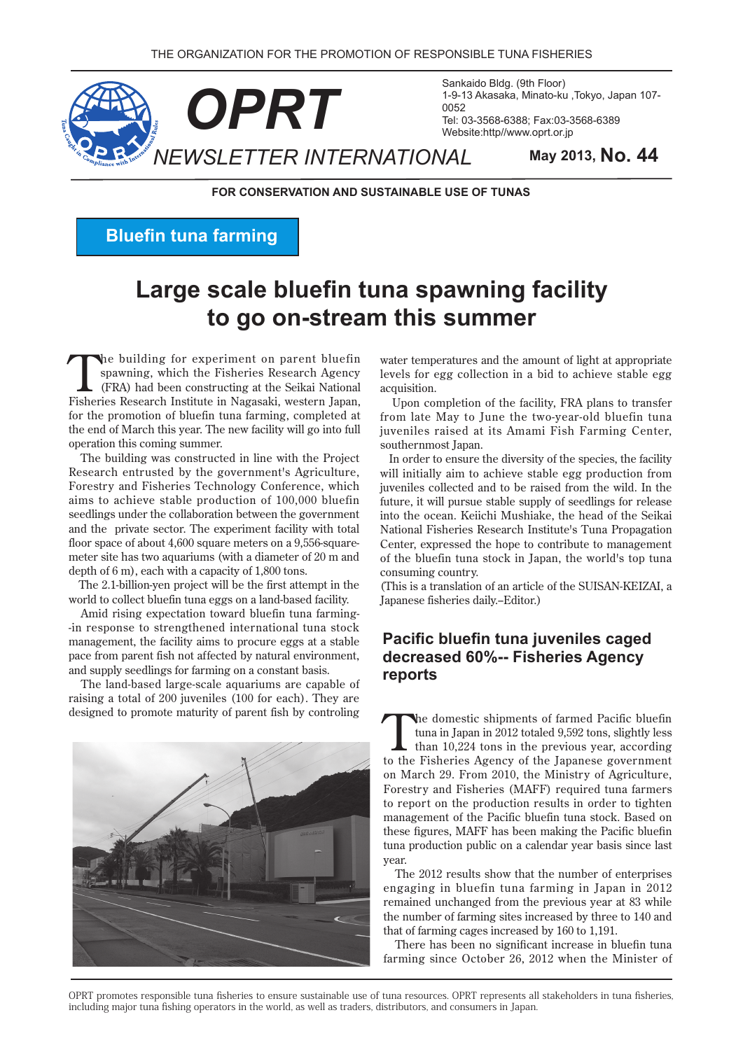THE ORGANIZATION FOR THE PROMOTION OF RESPONSIBLE TUNA FISHERIES

# OPRT NEWSLETTER INTERNATIONAL

Sankaido Bldg. (9th Floor)
1-9-13 Akasaka, Minato-ku ,Tokyo, Japan 107-0052
Tel: 03-3568-6388; Fax:03-3568-6389
Website:http//www.oprt.or.jp

**May 2013, No. 44**

**FOR CONSERVATION AND SUSTAINABLE USE OF TUNAS**

**Bluefin tuna farming**

## Large scale bluefin tuna spawning facility to go on-stream this summer

The building for experiment on parent bluefin spawning, which the Fisheries Research Agency (FRA) had been constructing at the Seikai National Fisheries Research Institute in Nagasaki, western Japan, for the promotion of bluefin tuna farming, completed at the end of March this year. The new facility will go into full operation this coming summer.

The building was constructed in line with the Project Research entrusted by the government's Agriculture, Forestry and Fisheries Technology Conference, which aims to achieve stable production of 100,000 bluefin seedlings under the collaboration between the government and the private sector. The experiment facility with total floor space of about 4,600 square meters on a 9,556-square-meter site has two aquariums (with a diameter of 20 m and depth of 6 m), each with a capacity of 1,800 tons.

The 2.1-billion-yen project will be the first attempt in the world to collect bluefin tuna eggs on a land-based facility.

Amid rising expectation toward bluefin tuna farming--in response to strengthened international tuna stock management, the facility aims to procure eggs at a stable pace from parent fish not affected by natural environment, and supply seedlings for farming on a constant basis.

The land-based large-scale aquariums are capable of raising a total of 200 juveniles (100 for each). They are designed to promote maturity of parent fish by controling water temperatures and the amount of light at appropriate levels for egg collection in a bid to achieve stable egg acquisition.

Upon completion of the facility, FRA plans to transfer from late May to June the two-year-old bluefin tuna juveniles raised at its Amami Fish Farming Center, southernmost Japan.

In order to ensure the diversity of the species, the facility will initially aim to achieve stable egg production from juveniles collected and to be raised from the wild. In the future, it will pursue stable supply of seedlings for release into the ocean. Keiichi Mushiake, the head of the Seikai National Fisheries Research Institute's Tuna Propagation Center, expressed the hope to contribute to management of the bluefin tuna stock in Japan, the world's top tuna consuming country.

(This is a translation of an article of the SUISAN-KEIZAI, a Japanese fisheries daily.–Editor.)

## Pacific bluefin tuna juveniles caged decreased 60%-- Fisheries Agency reports

The domestic shipments of farmed Pacific bluefin tuna in Japan in 2012 totaled 9,592 tons, slightly less than 10,224 tons in the previous year, according to the Fisheries Agency of the Japanese government on March 29. From 2010, the Ministry of Agriculture, Forestry and Fisheries (MAFF) required tuna farmers to report on the production results in order to tighten management of the Pacific bluefin tuna stock. Based on these figures, MAFF has been making the Pacific bluefin tuna production public on a calendar year basis since last year.

The 2012 results show that the number of enterprises engaging in bluefin tuna farming in Japan in 2012 remained unchanged from the previous year at 83 while the number of farming sites increased by three to 140 and that of farming cages increased by 160 to 1,191.

There has been no significant increase in bluefin tuna farming since October 26, 2012 when the Minister of

OPRT promotes responsible tuna fisheries to ensure sustainable use of tuna resources. OPRT represents all stakeholders in tuna fisheries, including major tuna fishing operators in the world, as well as traders, distributors, and consumers in Japan.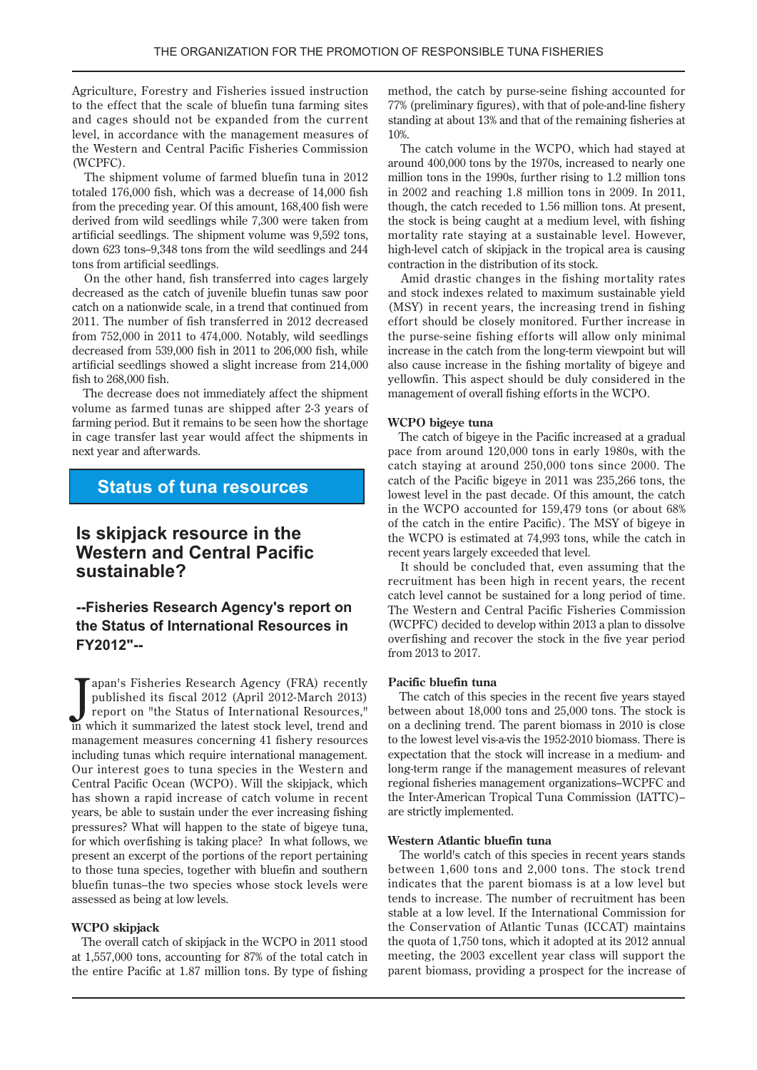Agriculture, Forestry and Fisheries issued instruction to the effect that the scale of bluefin tuna farming sites and cages should not be expanded from the current level, in accordance with the management measures of the Western and Central Pacific Fisheries Commission (WCPFC).

The shipment volume of farmed bluefin tuna in 2012 totaled 176,000 fish, which was a decrease of 14,000 fish from the preceding year. Of this amount, 168,400 fish were derived from wild seedlings while 7,300 were taken from artificial seedlings. The shipment volume was 9,592 tons, down 623 tons--9,348 tons from the wild seedlings and 244 tons from artificial seedlings.

On the other hand, fish transferred into cages largely decreased as the catch of juvenile bluefin tunas saw poor catch on a nationwide scale, in a trend that continued from 2011. The number of fish transferred in 2012 decreased from 752,000 in 2011 to 474,000. Notably, wild seedlings decreased from 539,000 fish in 2011 to 206,000 fish, while artificial seedlings showed a slight increase from 214,000 fish to 268,000 fish.

The decrease does not immediately affect the shipment volume as farmed tunas are shipped after 2-3 years of farming period. But it remains to be seen how the shortage in cage transfer last year would affect the shipments in next year and afterwards.

## Status of tuna resources

## Is skipjack resource in the Western and Central Pacific sustainable?

### --Fisheries Research Agency's report on the Status of International Resources in FY2012"--

Japan's Fisheries Research Agency (FRA) recently published its fiscal 2012 (April 2012-March 2013) report on "the Status of International Resources," in which it summarized the latest stock level, trend and management measures concerning 41 fishery resources including tunas which require international management. Our interest goes to tuna species in the Western and Central Pacific Ocean (WCPO). Will the skipjack, which has shown a rapid increase of catch volume in recent years, be able to sustain under the ever increasing fishing pressures? What will happen to the state of bigeye tuna, for which overfishing is taking place? In what follows, we present an excerpt of the portions of the report pertaining to those tuna species, together with bluefin and southern bluefin tunas--the two species whose stock levels were assessed as being at low levels.

**WCPO skipjack**

The overall catch of skipjack in the WCPO in 2011 stood at 1,557,000 tons, accounting for 87% of the total catch in the entire Pacific at 1.87 million tons. By type of fishing method, the catch by purse-seine fishing accounted for 77% (preliminary figures), with that of pole-and-line fishery standing at about 13% and that of the remaining fisheries at 10%.

The catch volume in the WCPO, which had stayed at around 400,000 tons by the 1970s, increased to nearly one million tons in the 1990s, further rising to 1.2 million tons in 2002 and reaching 1.8 million tons in 2009. In 2011, though, the catch receded to 1.56 million tons. At present, the stock is being caught at a medium level, with fishing mortality rate staying at a sustainable level. However, high-level catch of skipjack in the tropical area is causing contraction in the distribution of its stock.

Amid drastic changes in the fishing mortality rates and stock indexes related to maximum sustainable yield (MSY) in recent years, the increasing trend in fishing effort should be closely monitored. Further increase in the purse-seine fishing efforts will allow only minimal increase in the catch from the long-term viewpoint but will also cause increase in the fishing mortality of bigeye and yellowfin. This aspect should be duly considered in the management of overall fishing efforts in the WCPO.

**WCPO bigeye tuna**

The catch of bigeye in the Pacific increased at a gradual pace from around 120,000 tons in early 1980s, with the catch staying at around 250,000 tons since 2000. The catch of the Pacific bigeye in 2011 was 235,266 tons, the lowest level in the past decade. Of this amount, the catch in the WCPO accounted for 159,479 tons (or about 68% of the catch in the entire Pacific). The MSY of bigeye in the WCPO is estimated at 74,993 tons, while the catch in recent years largely exceeded that level.

It should be concluded that, even assuming that the recruitment has been high in recent years, the recent catch level cannot be sustained for a long period of time. The Western and Central Pacific Fisheries Commission (WCPFC) decided to develop within 2013 a plan to dissolve overfishing and recover the stock in the five year period from 2013 to 2017.

**Pacific bluefin tuna**

The catch of this species in the recent five years stayed between about 18,000 tons and 25,000 tons. The stock is on a declining trend. The parent biomass in 2010 is close to the lowest level vis-a-vis the 1952-2010 biomass. There is expectation that the stock will increase in a medium- and long-term range if the management measures of relevant regional fisheries management organizations--WCPFC and the Inter-American Tropical Tuna Commission (IATTC)--are strictly implemented.

**Western Atlantic bluefin tuna**

The world's catch of this species in recent years stands between 1,600 tons and 2,000 tons. The stock trend indicates that the parent biomass is at a low level but tends to increase. The number of recruitment has been stable at a low level. If the International Commission for the Conservation of Atlantic Tunas (ICCAT) maintains the quota of 1,750 tons, which it adopted at its 2012 annual meeting, the 2003 excellent year class will support the parent biomass, providing a prospect for the increase of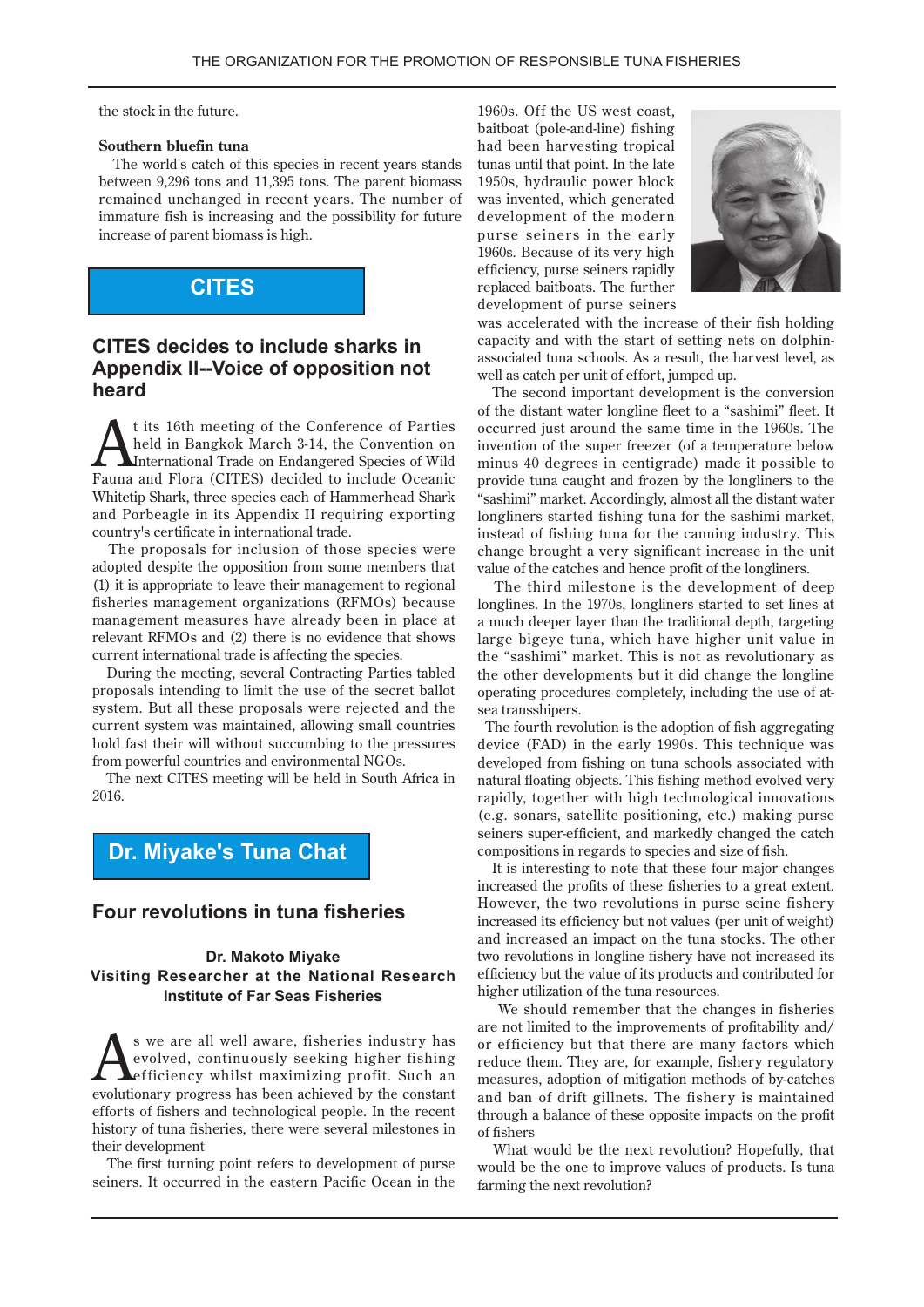the stock in the future.

**Southern bluefin tuna**

The world's catch of this species in recent years stands between 9,296 tons and 11,395 tons. The parent biomass remained unchanged in recent years. The number of immature fish is increasing and the possibility for future increase of parent biomass is high.

## CITES

### CITES decides to include sharks in Appendix II--Voice of opposition not heard

At its 16th meeting of the Conference of Parties held in Bangkok March 3-14, the Convention on International Trade on Endangered Species of Wild Fauna and Flora (CITES) decided to include Oceanic Whitetip Shark, three species each of Hammerhead Shark and Porbeagle in its Appendix II requiring exporting country's certificate in international trade.

The proposals for inclusion of those species were adopted despite the opposition from some members that (1) it is appropriate to leave their management to regional fisheries management organizations (RFMOs) because management measures have already been in place at relevant RFMOs and (2) there is no evidence that shows current international trade is affecting the species.

During the meeting, several Contracting Parties tabled proposals intending to limit the use of the secret ballot system. But all these proposals were rejected and the current system was maintained, allowing small countries hold fast their will without succumbing to the pressures from powerful countries and environmental NGOs.

The next CITES meeting will be held in South Africa in 2016.

## Dr. Miyake's Tuna Chat

### Four revolutions in tuna fisheries

**Dr. Makoto Miyake**
**Visiting Researcher at the National Research Institute of Far Seas Fisheries**

As we are all well aware, fisheries industry has evolved, continuously seeking higher fishing efficiency whilst maximizing profit. Such an evolutionary progress has been achieved by the constant efforts of fishers and technological people. In the recent history of tuna fisheries, there were several milestones in their development

The first turning point refers to development of purse seiners. It occurred in the eastern Pacific Ocean in the 1960s. Off the US west coast, baitboat (pole-and-line) fishing had been harvesting tropical tunas until that point. In the late 1950s, hydraulic power block was invented, which generated development of the modern purse seiners in the early 1960s. Because of its very high efficiency, purse seiners rapidly replaced baitboats. The further development of purse seiners was accelerated with the increase of their fish holding capacity and with the start of setting nets on dolphin-associated tuna schools. As a result, the harvest level, as well as catch per unit of effort, jumped up.

The second important development is the conversion of the distant water longline fleet to a "sashimi" fleet. It occurred just around the same time in the 1960s. The invention of the super freezer (of a temperature below minus 40 degrees in centigrade) made it possible to provide tuna caught and frozen by the longliners to the "sashimi" market. Accordingly, almost all the distant water longliners started fishing tuna for the sashimi market, instead of fishing tuna for the canning industry. This change brought a very significant increase in the unit value of the catches and hence profit of the longliners.

The third milestone is the development of deep longlines. In the 1970s, longliners started to set lines at a much deeper layer than the traditional depth, targeting large bigeye tuna, which have higher unit value in the "sashimi" market. This is not as revolutionary as the other developments but it did change the longline operating procedures completely, including the use of at-sea transshipers.

The fourth revolution is the adoption of fish aggregating device (FAD) in the early 1990s. This technique was developed from fishing on tuna schools associated with natural floating objects. This fishing method evolved very rapidly, together with high technological innovations (e.g. sonars, satellite positioning, etc.) making purse seiners super-efficient, and markedly changed the catch compositions in regards to species and size of fish.

It is interesting to note that these four major changes increased the profits of these fisheries to a great extent. However, the two revolutions in purse seine fishery increased its efficiency but not values (per unit of weight) and increased an impact on the tuna stocks. The other two revolutions in longline fishery have not increased its efficiency but the value of its products and contributed for higher utilization of the tuna resources.

We should remember that the changes in fisheries are not limited to the improvements of profitability and/or efficiency but that there are many factors which reduce them. They are, for example, fishery regulatory measures, adoption of mitigation methods of by-catches and ban of drift gillnets. The fishery is maintained through a balance of these opposite impacts on the profit of fishers

What would be the next revolution? Hopefully, that would be the one to improve values of products. Is tuna farming the next revolution?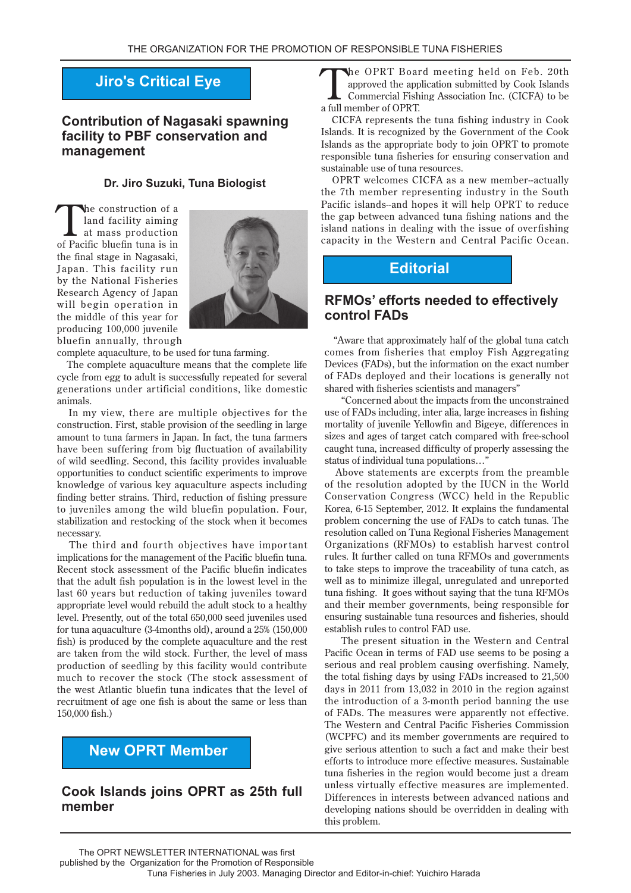## Jiro's Critical Eye

### Contribution of Nagasaki spawning facility to PBF conservation and management

**Dr. Jiro Suzuki, Tuna Biologist**

The construction of a land facility aiming at mass production of Pacific bluefin tuna is in the final stage in Nagasaki, Japan. This facility run by the National Fisheries Research Agency of Japan will begin operation in the middle of this year for producing 100,000 juvenile bluefin annually, through complete aquaculture, to be used for tuna farming.

The complete aquaculture means that the complete life cycle from egg to adult is successfully repeated for several generations under artificial conditions, like domestic animals.

In my view, there are multiple objectives for the construction. First, stable provision of the seedling in large amount to tuna farmers in Japan. In fact, the tuna farmers have been suffering from big fluctuation of availability of wild seedling. Second, this facility provides invaluable opportunities to conduct scientific experiments to improve knowledge of various key aquaculture aspects including finding better strains. Third, reduction of fishing pressure to juveniles among the wild bluefin population. Four, stabilization and restocking of the stock when it becomes necessary.

The third and fourth objectives have important implications for the management of the Pacific bluefin tuna. Recent stock assessment of the Pacific bluefin indicates that the adult fish population is in the lowest level in the last 60 years but reduction of taking juveniles toward appropriate level would rebuild the adult stock to a healthy level. Presently, out of the total 650,000 seed juveniles used for tuna aquaculture (3-4months old), around a 25% (150,000 fish) is produced by the complete aquaculture and the rest are taken from the wild stock. Further, the level of mass production of seedling by this facility would contribute much to recover the stock (The stock assessment of the west Atlantic bluefin tuna indicates that the level of recruitment of age one fish is about the same or less than 150,000 fish.)

## New OPRT Member

### Cook Islands joins OPRT as 25th full member

The OPRT Board meeting held on Feb. 20th approved the application submitted by Cook Islands Commercial Fishing Association Inc. (CICFA) to be a full member of OPRT.

CICFA represents the tuna fishing industry in Cook Islands. It is recognized by the Government of the Cook Islands as the appropriate body to join OPRT to promote responsible tuna fisheries for ensuring conservation and sustainable use of tuna resources.

OPRT welcomes CICFA as a new member--actually the 7th member representing industry in the South Pacific islands--and hopes it will help OPRT to reduce the gap between advanced tuna fishing nations and the island nations in dealing with the issue of overfishing capacity in the Western and Central Pacific Ocean.

## Editorial

### RFMOs' efforts needed to effectively control FADs

"Aware that approximately half of the global tuna catch comes from fisheries that employ Fish Aggregating Devices (FADs), but the information on the exact number of FADs deployed and their locations is generally not shared with fisheries scientists and managers"

"Concerned about the impacts from the unconstrained use of FADs including, inter alia, large increases in fishing mortality of juvenile Yellowfin and Bigeye, differences in sizes and ages of target catch compared with free-school caught tuna, increased difficulty of properly assessing the status of individual tuna populations…"

Above statements are excerpts from the preamble of the resolution adopted by the IUCN in the World Conservation Congress (WCC) held in the Republic Korea, 6-15 September, 2012. It explains the fundamental problem concerning the use of FADs to catch tunas. The resolution called on Tuna Regional Fisheries Management Organizations (RFMOs) to establish harvest control rules. It further called on tuna RFMOs and governments to take steps to improve the traceability of tuna catch, as well as to minimize illegal, unregulated and unreported tuna fishing. It goes without saying that the tuna RFMOs and their member governments, being responsible for ensuring sustainable tuna resources and fisheries, should establish rules to control FAD use.

The present situation in the Western and Central Pacific Ocean in terms of FAD use seems to be posing a serious and real problem causing overfishing. Namely, the total fishing days by using FADs increased to 21,500 days in 2011 from 13,032 in 2010 in the region against the introduction of a 3-month period banning the use of FADs. The measures were apparently not effective. The Western and Central Pacific Fisheries Commission (WCPFC) and its member governments are required to give serious attention to such a fact and make their best efforts to introduce more effective measures. Sustainable tuna fisheries in the region would become just a dream unless virtually effective measures are implemented. Differences in interests between advanced nations and developing nations should be overridden in dealing with this problem.

The OPRT NEWSLETTER INTERNATIONAL was first published by the Organization for the Promotion of Responsible Tuna Fisheries in July 2003. Managing Director and Editor-in-chief: Yuichiro Harada